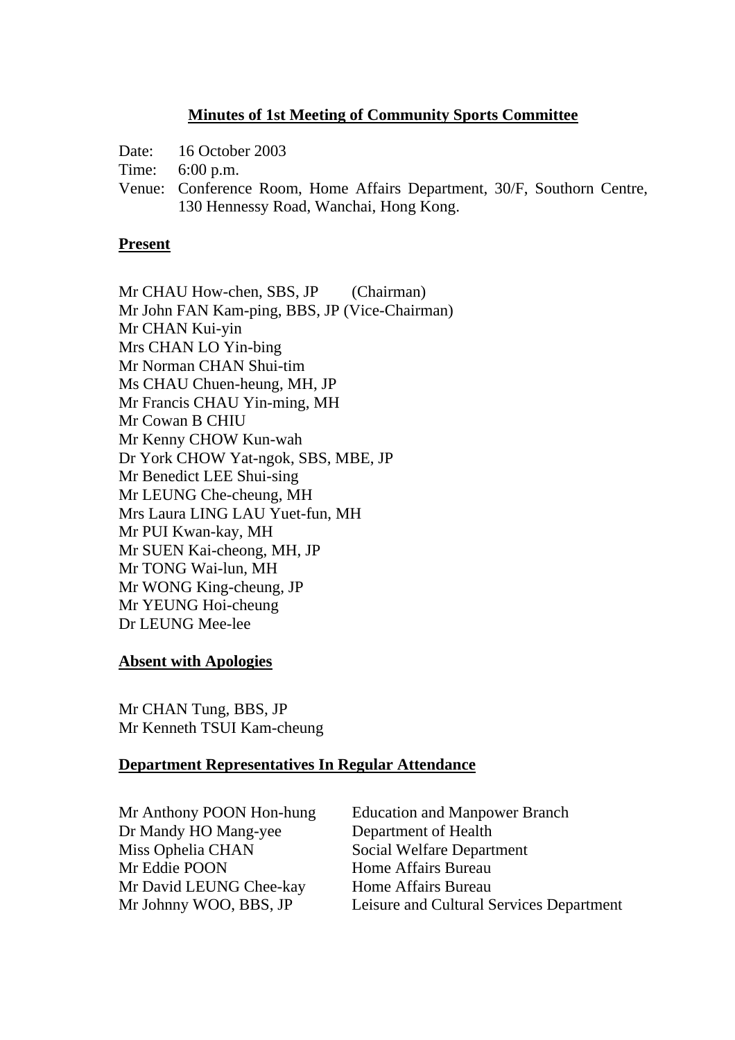# Minutes of 1st Meeting of Community Sports Committee

Date: 16 October 2003

Time: 6:00 p.m.

Venue: Conference Room, Home Affairs Department, 30/F, Southorn Centre, 130 Hennessy Road, Wanchai, Hong Kong.

## Present

Mr CHAU How-chen, SBS, JP (Chairman)
Mr John FAN Kam-ping, BBS, JP (Vice-Chairman)
Mr CHAN Kui-yin
Mrs CHAN LO Yin-bing
Mr Norman CHAN Shui-tim
Ms CHAU Chuen-heung, MH, JP
Mr Francis CHAU Yin-ming, MH
Mr Cowan B CHIU
Mr Kenny CHOW Kun-wah
Dr York CHOW Yat-ngok, SBS, MBE, JP
Mr Benedict LEE Shui-sing
Mr LEUNG Che-cheung, MH
Mrs Laura LING LAU Yuet-fun, MH
Mr PUI Kwan-kay, MH
Mr SUEN Kai-cheong, MH, JP
Mr TONG Wai-lun, MH
Mr WONG King-cheung, JP
Mr YEUNG Hoi-cheung
Dr LEUNG Mee-lee

## Absent with Apologies

Mr CHAN Tung, BBS, JP
Mr Kenneth TSUI Kam-cheung

## Department Representatives In Regular Attendance

| | |
|---|---|
| Mr Anthony POON Hon-hung | Education and Manpower Branch |
| Dr Mandy HO Mang-yee | Department of Health |
| Miss Ophelia CHAN | Social Welfare Department |
| Mr Eddie POON | Home Affairs Bureau |
| Mr David LEUNG Chee-kay | Home Affairs Bureau |
| Mr Johnny WOO, BBS, JP | Leisure and Cultural Services Department |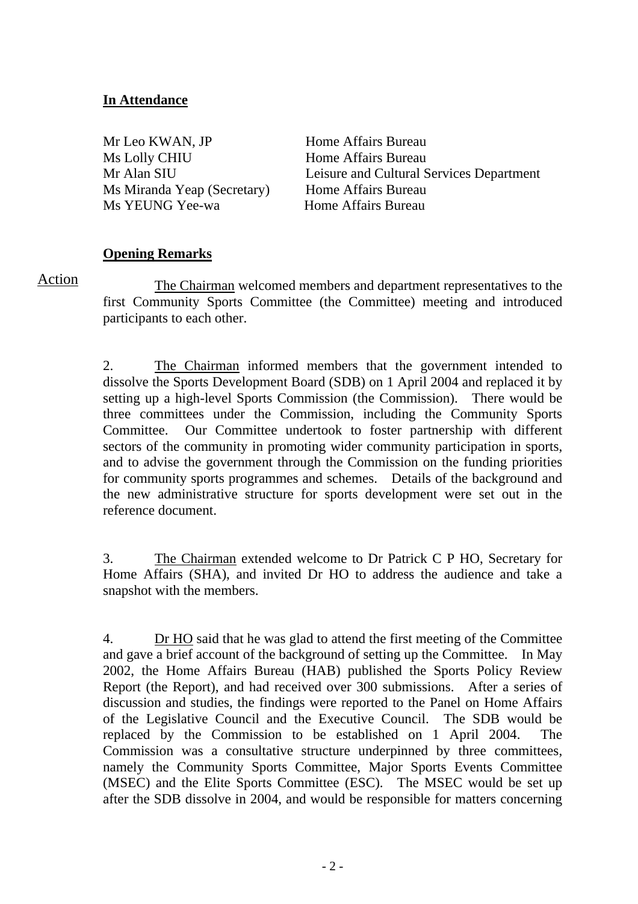**In Attendance**

| | |
|---|---|
| Mr Leo KWAN, JP | Home Affairs Bureau |
| Ms Lolly CHIU | Home Affairs Bureau |
| Mr Alan SIU | Leisure and Cultural Services Department |
| Ms Miranda Yeap (Secretary) | Home Affairs Bureau |
| Ms YEUNG Yee-wa | Home Affairs Bureau |

**Opening Remarks**

Action

The Chairman welcomed members and department representatives to the first Community Sports Committee (the Committee) meeting and introduced participants to each other.

2. The Chairman informed members that the government intended to dissolve the Sports Development Board (SDB) on 1 April 2004 and replaced it by setting up a high-level Sports Commission (the Commission). There would be three committees under the Commission, including the Community Sports Committee. Our Committee undertook to foster partnership with different sectors of the community in promoting wider community participation in sports, and to advise the government through the Commission on the funding priorities for community sports programmes and schemes. Details of the background and the new administrative structure for sports development were set out in the reference document.

3. The Chairman extended welcome to Dr Patrick C P HO, Secretary for Home Affairs (SHA), and invited Dr HO to address the audience and take a snapshot with the members.

4. Dr HO said that he was glad to attend the first meeting of the Committee and gave a brief account of the background of setting up the Committee. In May 2002, the Home Affairs Bureau (HAB) published the Sports Policy Review Report (the Report), and had received over 300 submissions. After a series of discussion and studies, the findings were reported to the Panel on Home Affairs of the Legislative Council and the Executive Council. The SDB would be replaced by the Commission to be established on 1 April 2004. The Commission was a consultative structure underpinned by three committees, namely the Community Sports Committee, Major Sports Events Committee (MSEC) and the Elite Sports Committee (ESC). The MSEC would be set up after the SDB dissolve in 2004, and would be responsible for matters concerning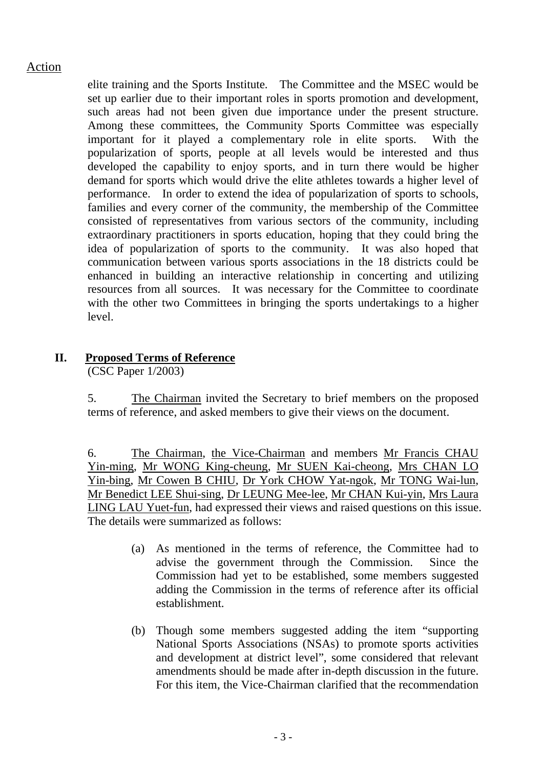Action

elite training and the Sports Institute. The Committee and the MSEC would be set up earlier due to their important roles in sports promotion and development, such areas had not been given due importance under the present structure. Among these committees, the Community Sports Committee was especially important for it played a complementary role in elite sports. With the popularization of sports, people at all levels would be interested and thus developed the capability to enjoy sports, and in turn there would be higher demand for sports which would drive the elite athletes towards a higher level of performance. In order to extend the idea of popularization of sports to schools, families and every corner of the community, the membership of the Committee consisted of representatives from various sectors of the community, including extraordinary practitioners in sports education, hoping that they could bring the idea of popularization of sports to the community. It was also hoped that communication between various sports associations in the 18 districts could be enhanced in building an interactive relationship in concerting and utilizing resources from all sources. It was necessary for the Committee to coordinate with the other two Committees in bringing the sports undertakings to a higher level.

## II. Proposed Terms of Reference

(CSC Paper 1/2003)

5. The Chairman invited the Secretary to brief members on the proposed terms of reference, and asked members to give their views on the document.

6. The Chairman, the Vice-Chairman and members Mr Francis CHAU Yin-ming, Mr WONG King-cheung, Mr SUEN Kai-cheong, Mrs CHAN LO Yin-bing, Mr Cowen B CHIU, Dr York CHOW Yat-ngok, Mr TONG Wai-lun, Mr Benedict LEE Shui-sing, Dr LEUNG Mee-lee, Mr CHAN Kui-yin, Mrs Laura LING LAU Yuet-fun, had expressed their views and raised questions on this issue. The details were summarized as follows:

(a) As mentioned in the terms of reference, the Committee had to advise the government through the Commission. Since the Commission had yet to be established, some members suggested adding the Commission in the terms of reference after its official establishment.

(b) Though some members suggested adding the item "supporting National Sports Associations (NSAs) to promote sports activities and development at district level", some considered that relevant amendments should be made after in-depth discussion in the future. For this item, the Vice-Chairman clarified that the recommendation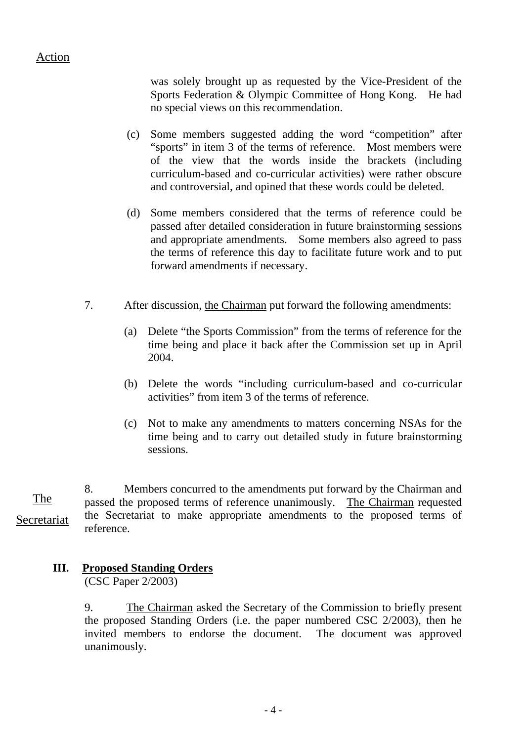Action

was solely brought up as requested by the Vice-President of the Sports Federation & Olympic Committee of Hong Kong. He had no special views on this recommendation.

(c) Some members suggested adding the word "competition" after "sports" in item 3 of the terms of reference. Most members were of the view that the words inside the brackets (including curriculum-based and co-curricular activities) were rather obscure and controversial, and opined that these words could be deleted.

(d) Some members considered that the terms of reference could be passed after detailed consideration in future brainstorming sessions and appropriate amendments. Some members also agreed to pass the terms of reference this day to facilitate future work and to put forward amendments if necessary.

7. After discussion, the Chairman put forward the following amendments:

(a) Delete "the Sports Commission" from the terms of reference for the time being and place it back after the Commission set up in April 2004.

(b) Delete the words "including curriculum-based and co-curricular activities" from item 3 of the terms of reference.

(c) Not to make any amendments to matters concerning NSAs for the time being and to carry out detailed study in future brainstorming sessions.

8. Members concurred to the amendments put forward by the Chairman and passed the proposed terms of reference unanimously. The Chairman requested the Secretariat to make appropriate amendments to the proposed terms of reference. — The Secretariat

## III. Proposed Standing Orders

(CSC Paper 2/2003)

9. The Chairman asked the Secretary of the Commission to briefly present the proposed Standing Orders (i.e. the paper numbered CSC 2/2003), then he invited members to endorse the document. The document was approved unanimously.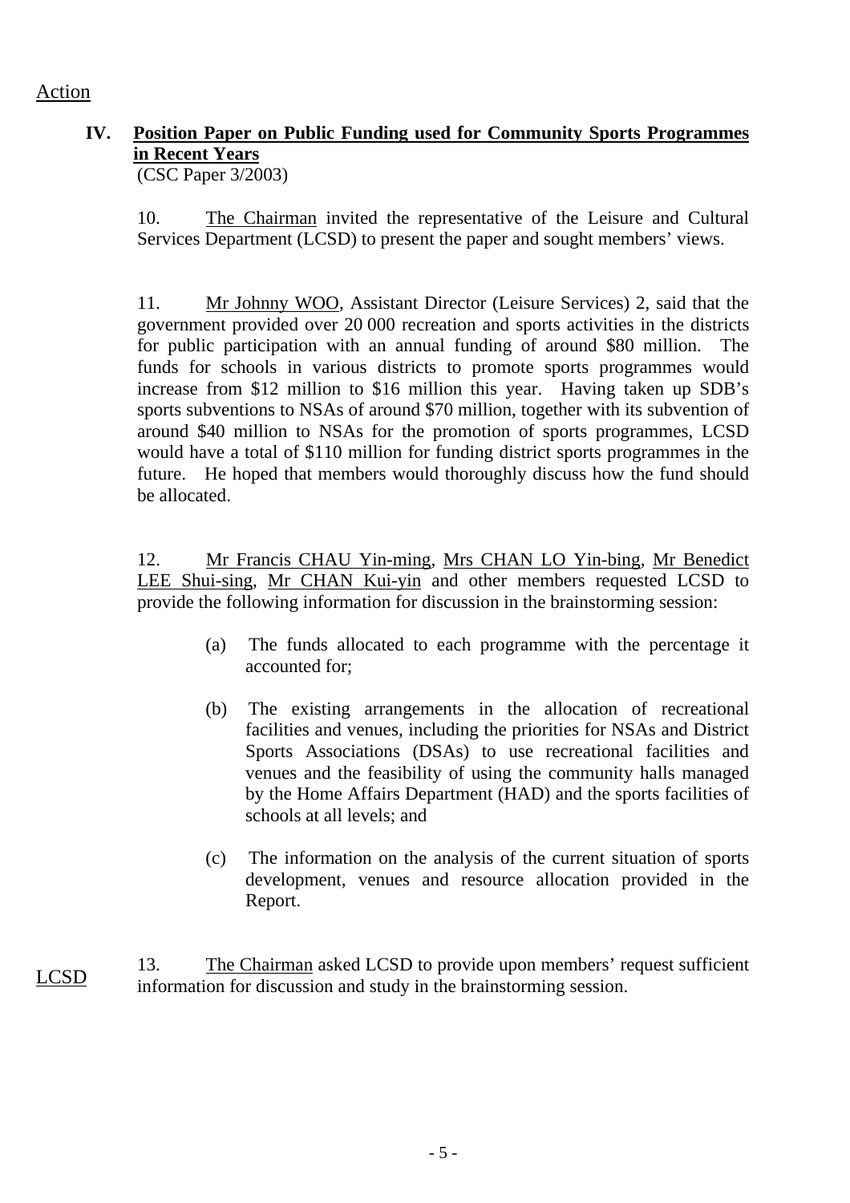Action

## IV. Position Paper on Public Funding used for Community Sports Programmes in Recent Years

(CSC Paper 3/2003)

10. The Chairman invited the representative of the Leisure and Cultural Services Department (LCSD) to present the paper and sought members' views.

11. Mr Johnny WOO, Assistant Director (Leisure Services) 2, said that the government provided over 20 000 recreation and sports activities in the districts for public participation with an annual funding of around $80 million. The funds for schools in various districts to promote sports programmes would increase from $12 million to $16 million this year. Having taken up SDB's sports subventions to NSAs of around $70 million, together with its subvention of around $40 million to NSAs for the promotion of sports programmes, LCSD would have a total of $110 million for funding district sports programmes in the future. He hoped that members would thoroughly discuss how the fund should be allocated.

12. Mr Francis CHAU Yin-ming, Mrs CHAN LO Yin-bing, Mr Benedict LEE Shui-sing, Mr CHAN Kui-yin and other members requested LCSD to provide the following information for discussion in the brainstorming session:

(a) The funds allocated to each programme with the percentage it accounted for;

(b) The existing arrangements in the allocation of recreational facilities and venues, including the priorities for NSAs and District Sports Associations (DSAs) to use recreational facilities and venues and the feasibility of using the community halls managed by the Home Affairs Department (HAD) and the sports facilities of schools at all levels; and

(c) The information on the analysis of the current situation of sports development, venues and resource allocation provided in the Report.

LCSD

13. The Chairman asked LCSD to provide upon members' request sufficient information for discussion and study in the brainstorming session.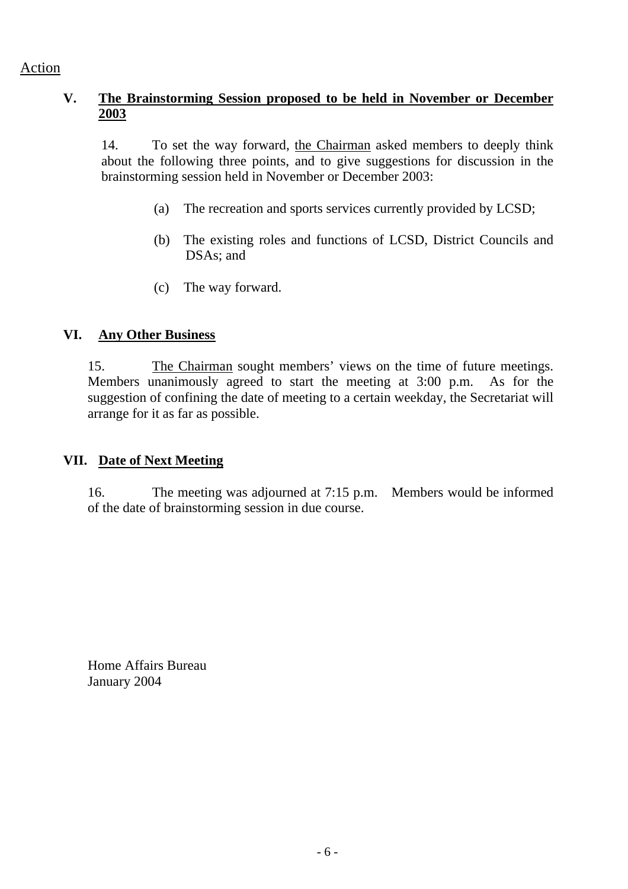Action

### V. The Brainstorming Session proposed to be held in November or December 2003

14. To set the way forward, the Chairman asked members to deeply think about the following three points, and to give suggestions for discussion in the brainstorming session held in November or December 2003:

(a) The recreation and sports services currently provided by LCSD;

(b) The existing roles and functions of LCSD, District Councils and DSAs; and

(c) The way forward.

### VI. Any Other Business

15. The Chairman sought members' views on the time of future meetings. Members unanimously agreed to start the meeting at 3:00 p.m. As for the suggestion of confining the date of meeting to a certain weekday, the Secretariat will arrange for it as far as possible.

### VII. Date of Next Meeting

16. The meeting was adjourned at 7:15 p.m. Members would be informed of the date of brainstorming session in due course.

Home Affairs Bureau
January 2004